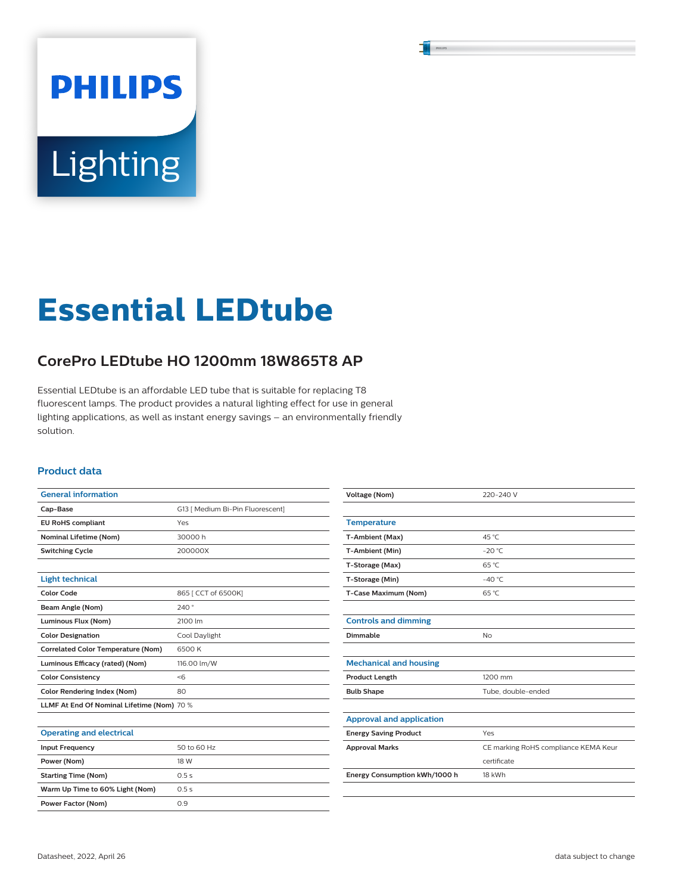PHILIPS

Lighting

# Essential LEDtube

## CorePro LEDtube HO 1200mm 18W865T8 AP

Essential LEDtube is an affordable LED tube that is suitable for replacing T8 fluorescent lamps. The product provides a natural lighting effect for use in general lighting applications, as well as instant energy savings – an environmentally friendly solution.

### Product data

| General information | |
|---|---|
| Cap-Base | G13 [ Medium Bi-Pin Fluorescent] |
| EU RoHS compliant | Yes |
| Nominal Lifetime (Nom) | 30000 h |
| Switching Cycle | 200000X |

| Light technical | |
|---|---|
| Color Code | 865 [ CCT of 6500K] |
| Beam Angle (Nom) | 240 ° |
| Luminous Flux (Nom) | 2100 lm |
| Color Designation | Cool Daylight |
| Correlated Color Temperature (Nom) | 6500 K |
| Luminous Efficacy (rated) (Nom) | 116.00 lm/W |
| Color Consistency | <6 |
| Color Rendering Index (Nom) | 80 |
| LLMF At End Of Nominal Lifetime (Nom) | 70 % |

| Operating and electrical | |
|---|---|
| Input Frequency | 50 to 60 Hz |
| Power (Nom) | 18 W |
| Starting Time (Nom) | 0.5 s |
| Warm Up Time to 60% Light (Nom) | 0.5 s |
| Power Factor (Nom) | 0.9 |
| Voltage (Nom) | 220-240 V |

| Temperature | |
|---|---|
| T-Ambient (Max) | 45 °C |
| T-Ambient (Min) | -20 °C |
| T-Storage (Max) | 65 °C |
| T-Storage (Min) | -40 °C |
| T-Case Maximum (Nom) | 65 °C |

| Controls and dimming | |
|---|---|
| Dimmable | No |

| Mechanical and housing | |
|---|---|
| Product Length | 1200 mm |
| Bulb Shape | Tube, double-ended |

| Approval and application | |
|---|---|
| Energy Saving Product | Yes |
| Approval Marks | CE marking RoHS compliance KEMA Keur certificate |
| Energy Consumption kWh/1000 h | 18 kWh |

Datasheet, 2022, April 26

data subject to change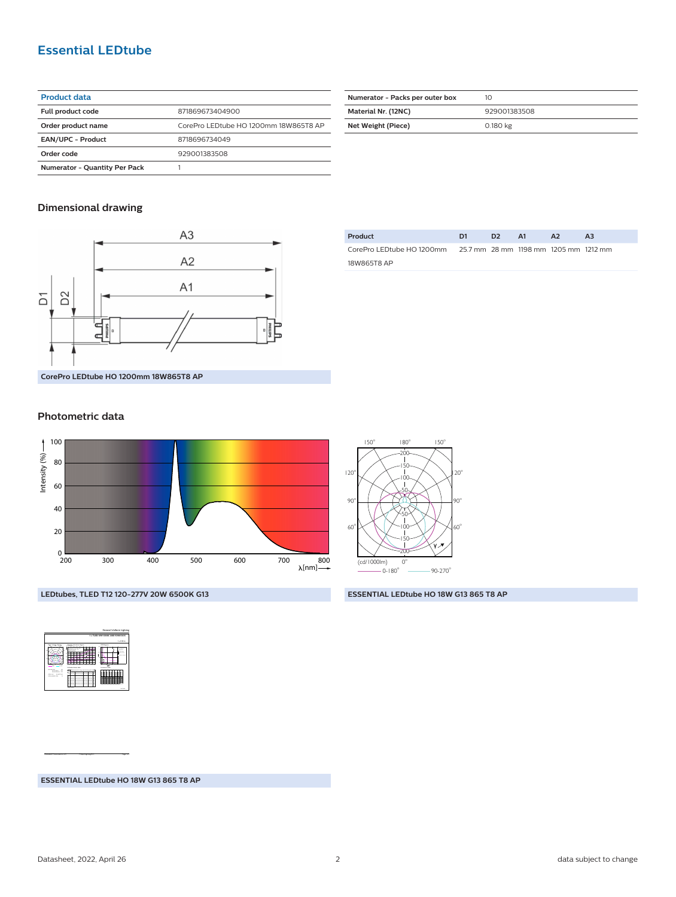# Essential LEDtube

| Product data | |
|---|---|
| Full product code | 871869673404900 |
| Order product name | CorePro LEDtube HO 1200mm 18W865T8 AP |
| EAN/UPC - Product | 8718696734049 |
| Order code | 929001383508 |
| Numerator - Quantity Per Pack | 1 |
| Numerator - Packs per outer box | 10 |
| Material Nr. (12NC) | 929001383508 |
| Net Weight (Piece) | 0.180 kg |

## Dimensional drawing

CorePro LEDtube HO 1200mm 18W865T8 AP

| Product | D1 | D2 | A1 | A2 | A3 |
|---|---|---|---|---|---|
| CorePro LEDtube HO 1200mm 18W865T8 AP | 25.7 mm | 28 mm | 1198 mm | 1205 mm | 1212 mm |

## Photometric data

LEDtubes, TLED T12 120-277V 20W 6500K G13

ESSENTIAL LEDtube HO 18W G13 865 T8 AP

ESSENTIAL LEDtube HO 18W G13 865 T8 AP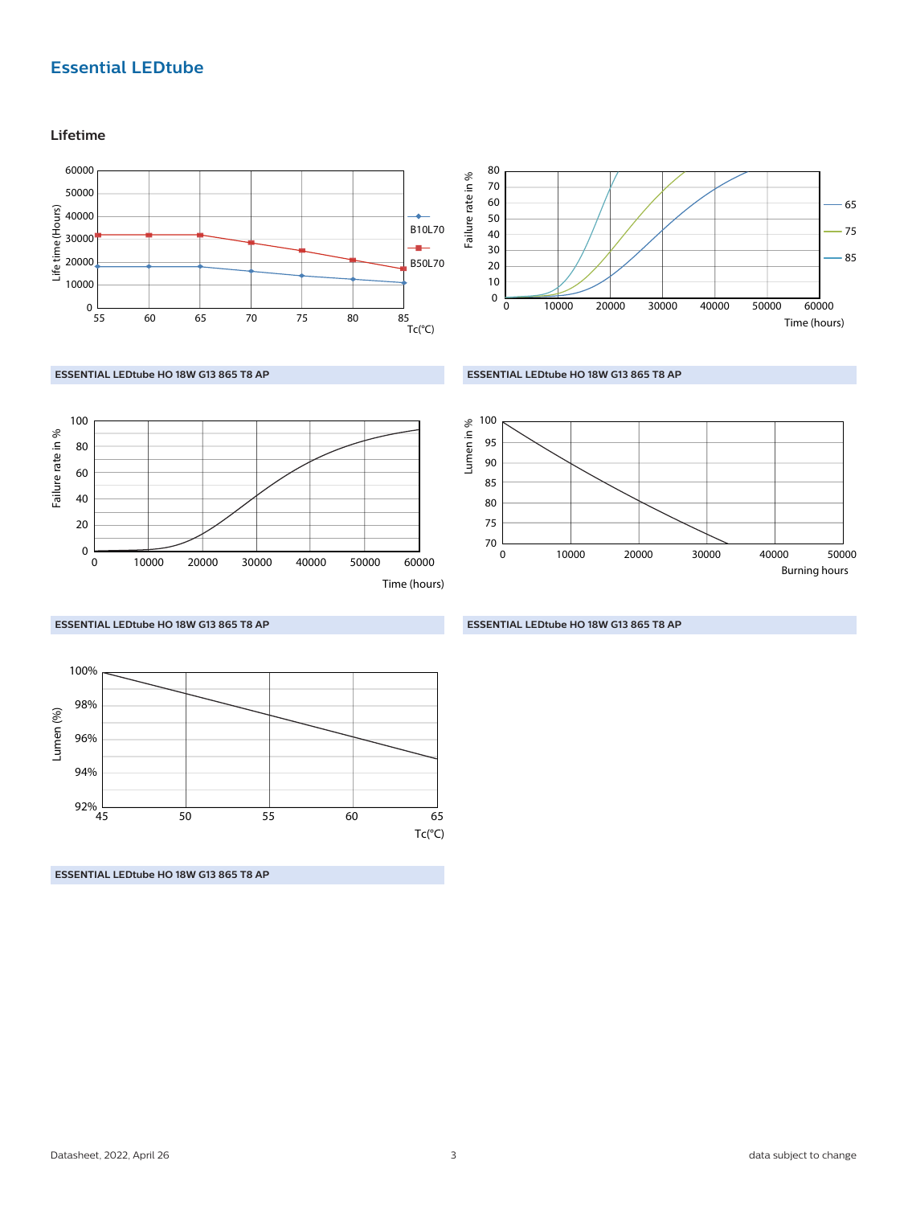## Essential LEDtube

### Lifetime

ESSENTIAL LEDtube HO 18W G13 865 T8 AP

ESSENTIAL LEDtube HO 18W G13 865 T8 AP

ESSENTIAL LEDtube HO 18W G13 865 T8 AP

ESSENTIAL LEDtube HO 18W G13 865 T8 AP

ESSENTIAL LEDtube HO 18W G13 865 T8 AP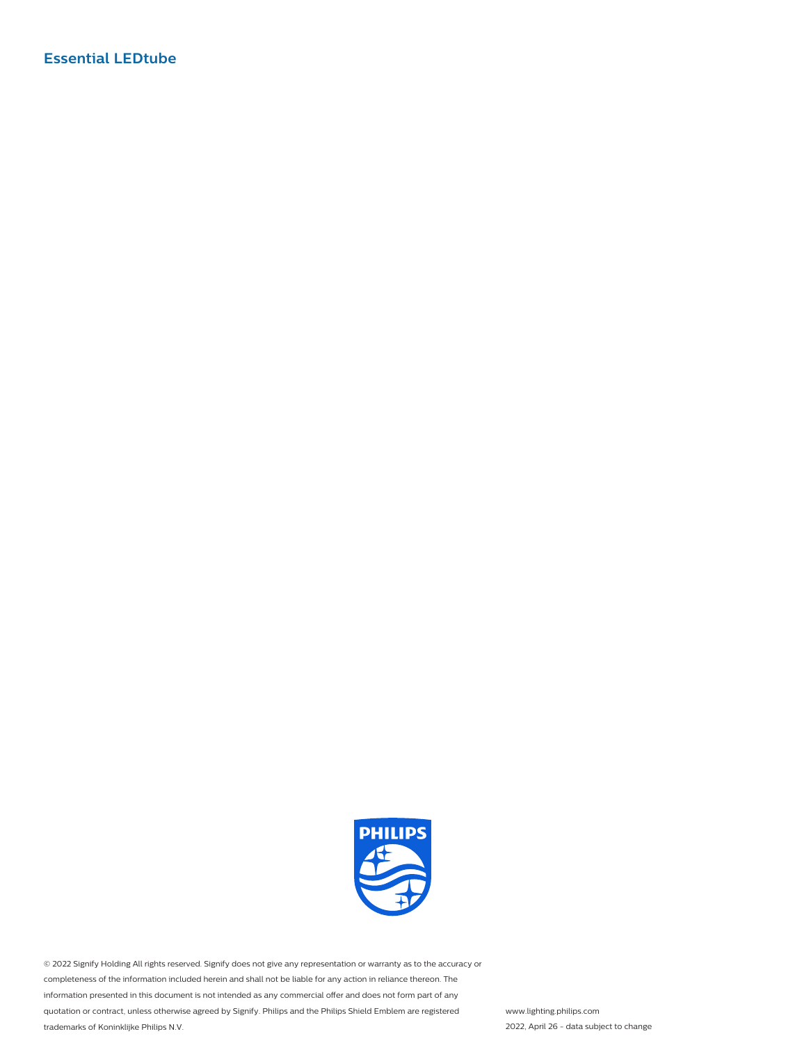© 2022 Signify Holding All rights reserved. Signify does not give any representation or warranty as to the accuracy or completeness of the information included herein and shall not be liable for any action in reliance thereon. The information presented in this document is not intended as any commercial offer and does not form part of any quotation or contract, unless otherwise agreed by Signify. Philips and the Philips Shield Emblem are registered trademarks of Koninklijke Philips N.V.

www.lighting.philips.com

2022, April 26 - data subject to change